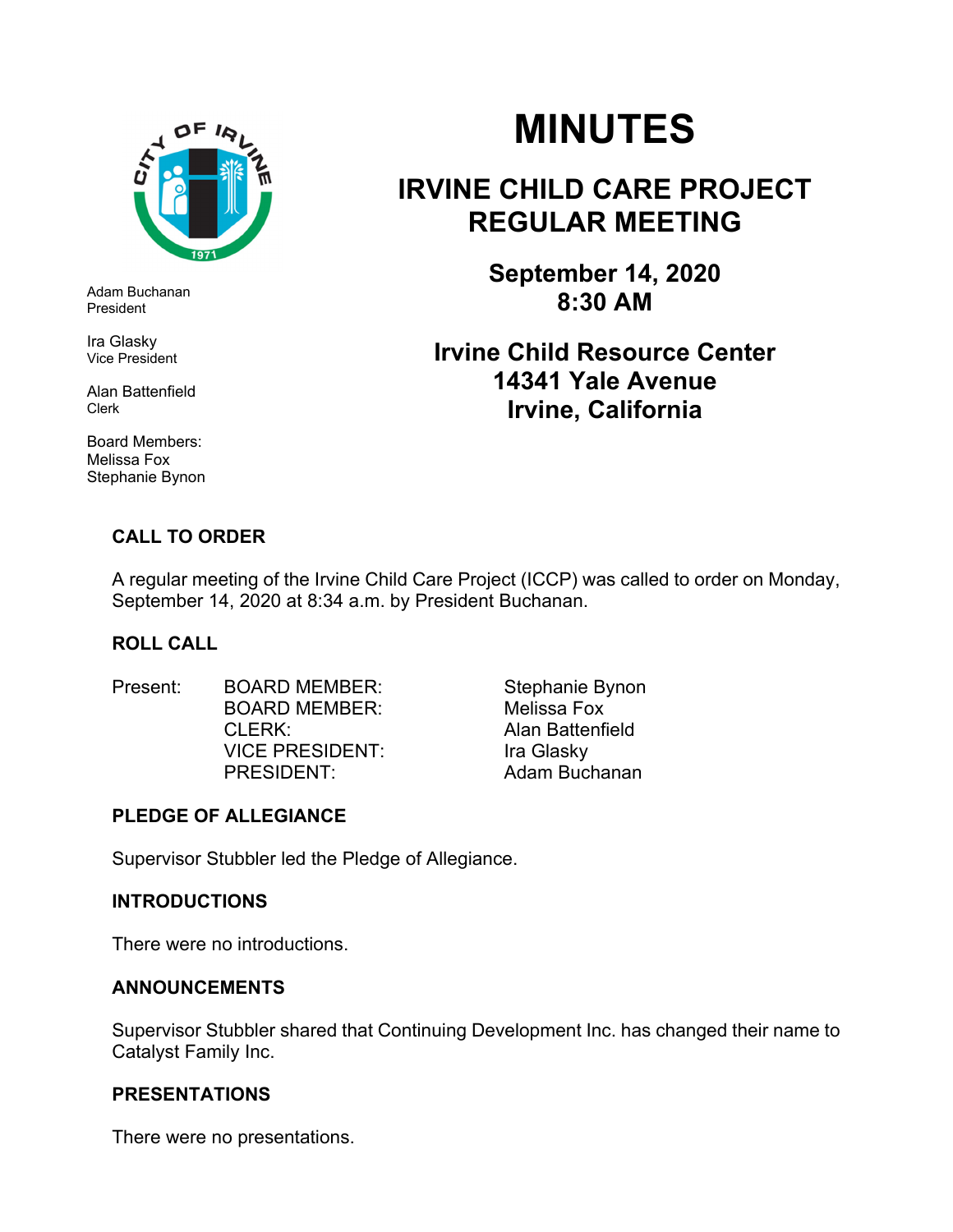Adam Buchanan
President

Ira Glasky
Vice President

Alan Battenfield
Clerk

Board Members:
Melissa Fox
Stephanie Bynon

# MINUTES

## IRVINE CHILD CARE PROJECT REGULAR MEETING

### September 14, 2020
### 8:30 AM

### Irvine Child Resource Center
### 14341 Yale Avenue
### Irvine, California

**CALL TO ORDER**

A regular meeting of the Irvine Child Care Project (ICCP) was called to order on Monday, September 14, 2020 at 8:34 a.m. by President Buchanan.

**ROLL CALL**

| Present: | BOARD MEMBER: | Stephanie Bynon |
|---|---|---|
| | BOARD MEMBER: | Melissa Fox |
| | CLERK: | Alan Battenfield |
| | VICE PRESIDENT: | Ira Glasky |
| | PRESIDENT: | Adam Buchanan |

**PLEDGE OF ALLEGIANCE**

Supervisor Stubbler led the Pledge of Allegiance.

**INTRODUCTIONS**

There were no introductions.

**ANNOUNCEMENTS**

Supervisor Stubbler shared that Continuing Development Inc. has changed their name to Catalyst Family Inc.

**PRESENTATIONS**

There were no presentations.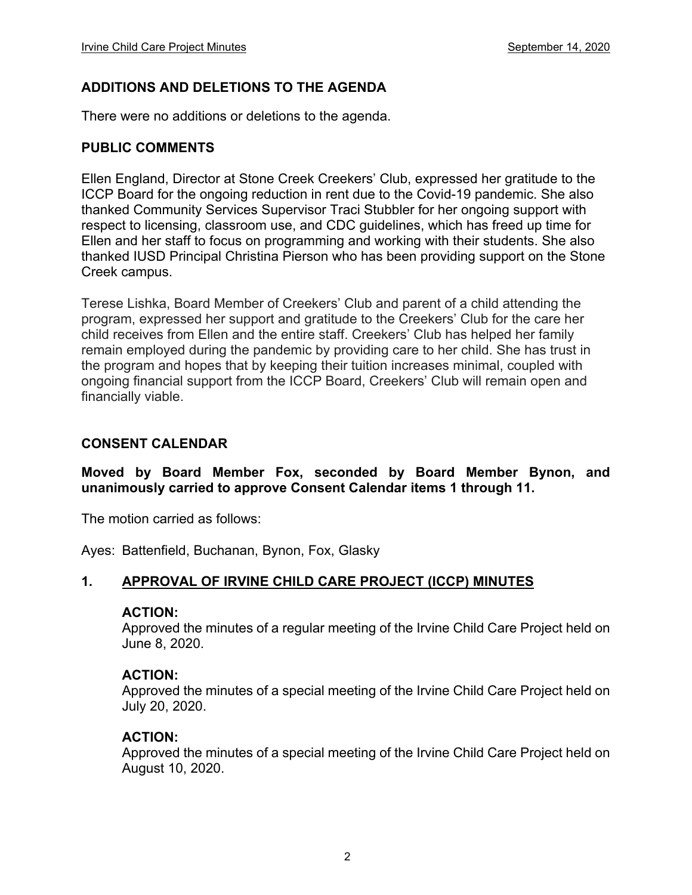## ADDITIONS AND DELETIONS TO THE AGENDA

There were no additions or deletions to the agenda.

## PUBLIC COMMENTS

Ellen England, Director at Stone Creek Creekers' Club, expressed her gratitude to the ICCP Board for the ongoing reduction in rent due to the Covid-19 pandemic. She also thanked Community Services Supervisor Traci Stubbler for her ongoing support with respect to licensing, classroom use, and CDC guidelines, which has freed up time for Ellen and her staff to focus on programming and working with their students. She also thanked IUSD Principal Christina Pierson who has been providing support on the Stone Creek campus.

Terese Lishka, Board Member of Creekers' Club and parent of a child attending the program, expressed her support and gratitude to the Creekers' Club for the care her child receives from Ellen and the entire staff. Creekers' Club has helped her family remain employed during the pandemic by providing care to her child. She has trust in the program and hopes that by keeping their tuition increases minimal, coupled with ongoing financial support from the ICCP Board, Creekers' Club will remain open and financially viable.

## CONSENT CALENDAR

**Moved by Board Member Fox, seconded by Board Member Bynon, and unanimously carried to approve Consent Calendar items 1 through 11.**

The motion carried as follows:

Ayes: Battenfield, Buchanan, Bynon, Fox, Glasky

### 1. APPROVAL OF IRVINE CHILD CARE PROJECT (ICCP) MINUTES

**ACTION:**
Approved the minutes of a regular meeting of the Irvine Child Care Project held on June 8, 2020.

**ACTION:**
Approved the minutes of a special meeting of the Irvine Child Care Project held on July 20, 2020.

**ACTION:**
Approved the minutes of a special meeting of the Irvine Child Care Project held on August 10, 2020.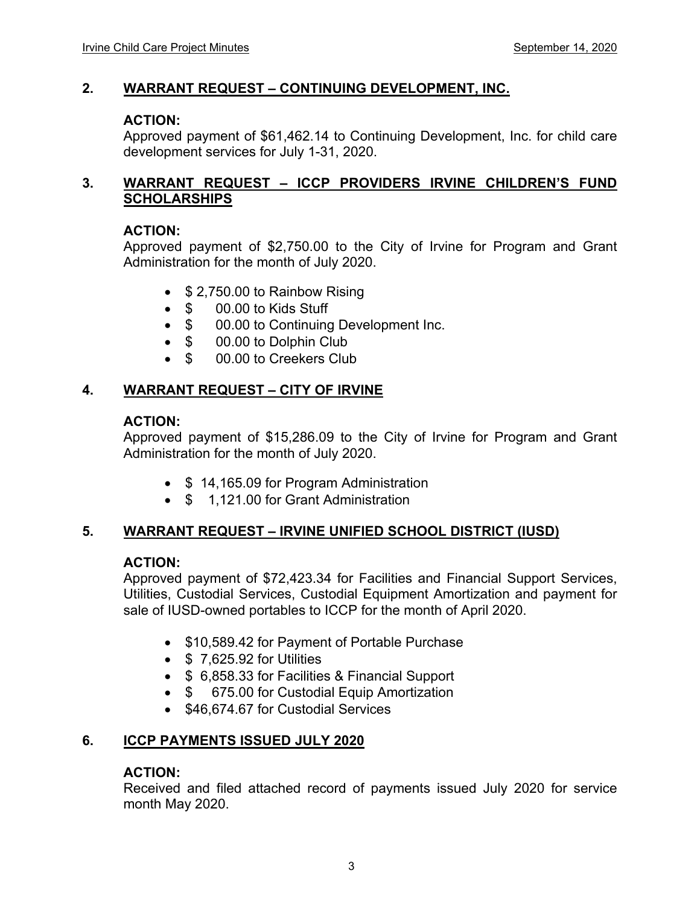## 2. WARRANT REQUEST – CONTINUING DEVELOPMENT, INC.

**ACTION:**
Approved payment of $61,462.14 to Continuing Development, Inc. for child care development services for July 1-31, 2020.

## 3. WARRANT REQUEST – ICCP PROVIDERS IRVINE CHILDREN'S FUND SCHOLARSHIPS

**ACTION:**
Approved payment of $2,750.00 to the City of Irvine for Program and Grant Administration for the month of July 2020.

- $ 2,750.00 to Rainbow Rising
- $ 00.00 to Kids Stuff
- $ 00.00 to Continuing Development Inc.
- $ 00.00 to Dolphin Club
- $ 00.00 to Creekers Club

## 4. WARRANT REQUEST – CITY OF IRVINE

**ACTION:**
Approved payment of $15,286.09 to the City of Irvine for Program and Grant Administration for the month of July 2020.

- $ 14,165.09 for Program Administration
- $ 1,121.00 for Grant Administration

## 5. WARRANT REQUEST – IRVINE UNIFIED SCHOOL DISTRICT (IUSD)

**ACTION:**
Approved payment of $72,423.34 for Facilities and Financial Support Services, Utilities, Custodial Services, Custodial Equipment Amortization and payment for sale of IUSD-owned portables to ICCP for the month of April 2020.

- $10,589.42 for Payment of Portable Purchase
- $ 7,625.92 for Utilities
- $ 6,858.33 for Facilities & Financial Support
- $ 675.00 for Custodial Equip Amortization
- $46,674.67 for Custodial Services

## 6. ICCP PAYMENTS ISSUED JULY 2020

**ACTION:**
Received and filed attached record of payments issued July 2020 for service month May 2020.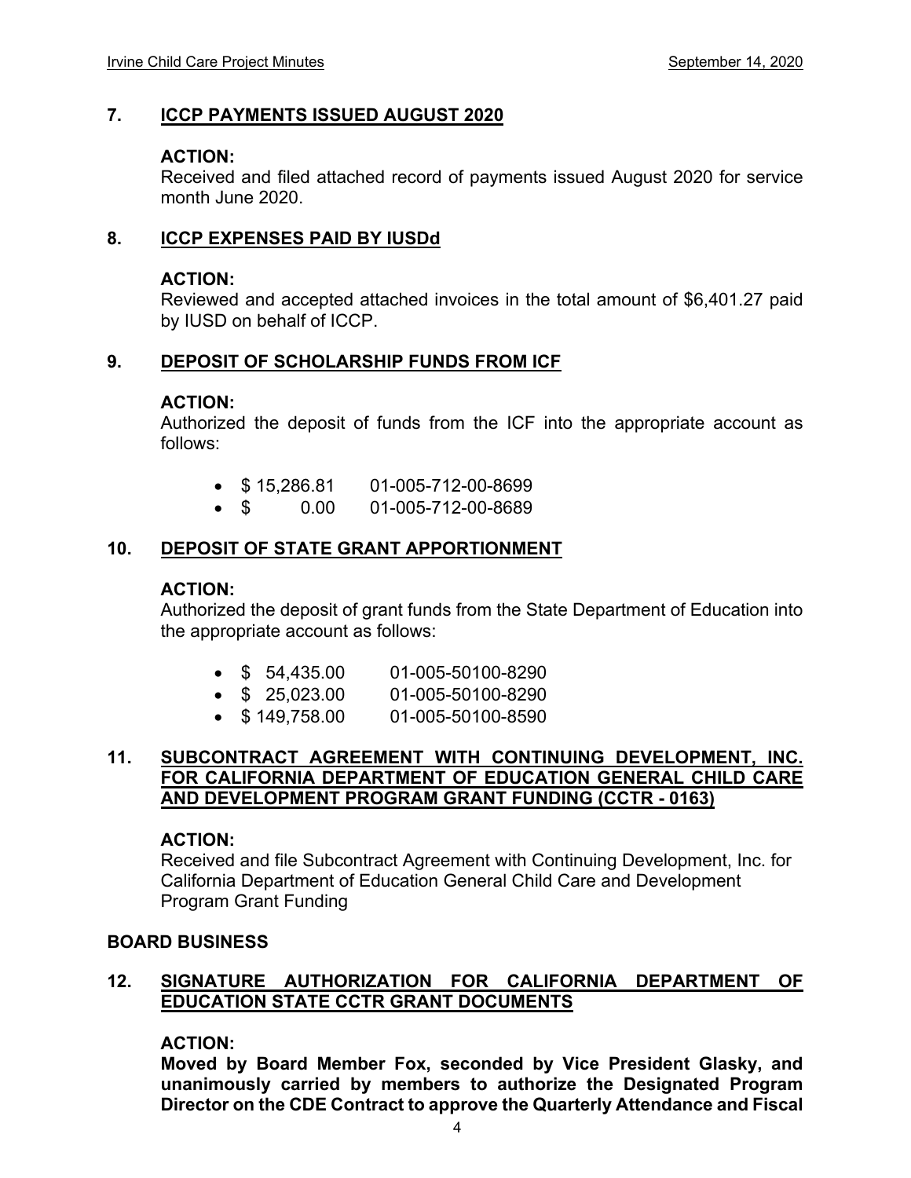## 7. ICCP PAYMENTS ISSUED AUGUST 2020

**ACTION:**

Received and filed attached record of payments issued August 2020 for service month June 2020.

## 8. ICCP EXPENSES PAID BY IUSDd

**ACTION:**

Reviewed and accepted attached invoices in the total amount of $6,401.27 paid by IUSD on behalf of ICCP.

## 9. DEPOSIT OF SCHOLARSHIP FUNDS FROM ICF

**ACTION:**

Authorized the deposit of funds from the ICF into the appropriate account as follows:

- $ 15,286.81 01-005-712-00-8699
- $ 0.00 01-005-712-00-8689

## 10. DEPOSIT OF STATE GRANT APPORTIONMENT

**ACTION:**

Authorized the deposit of grant funds from the State Department of Education into the appropriate account as follows:

- $ 54,435.00 01-005-50100-8290
- $ 25,023.00 01-005-50100-8290
- $ 149,758.00 01-005-50100-8590

## 11. SUBCONTRACT AGREEMENT WITH CONTINUING DEVELOPMENT, INC. FOR CALIFORNIA DEPARTMENT OF EDUCATION GENERAL CHILD CARE AND DEVELOPMENT PROGRAM GRANT FUNDING (CCTR - 0163)

**ACTION:**

Received and file Subcontract Agreement with Continuing Development, Inc. for California Department of Education General Child Care and Development Program Grant Funding

## BOARD BUSINESS

## 12. SIGNATURE AUTHORIZATION FOR CALIFORNIA DEPARTMENT OF EDUCATION STATE CCTR GRANT DOCUMENTS

**ACTION:**

**Moved by Board Member Fox, seconded by Vice President Glasky, and unanimously carried by members to authorize the Designated Program Director on the CDE Contract to approve the Quarterly Attendance and Fiscal**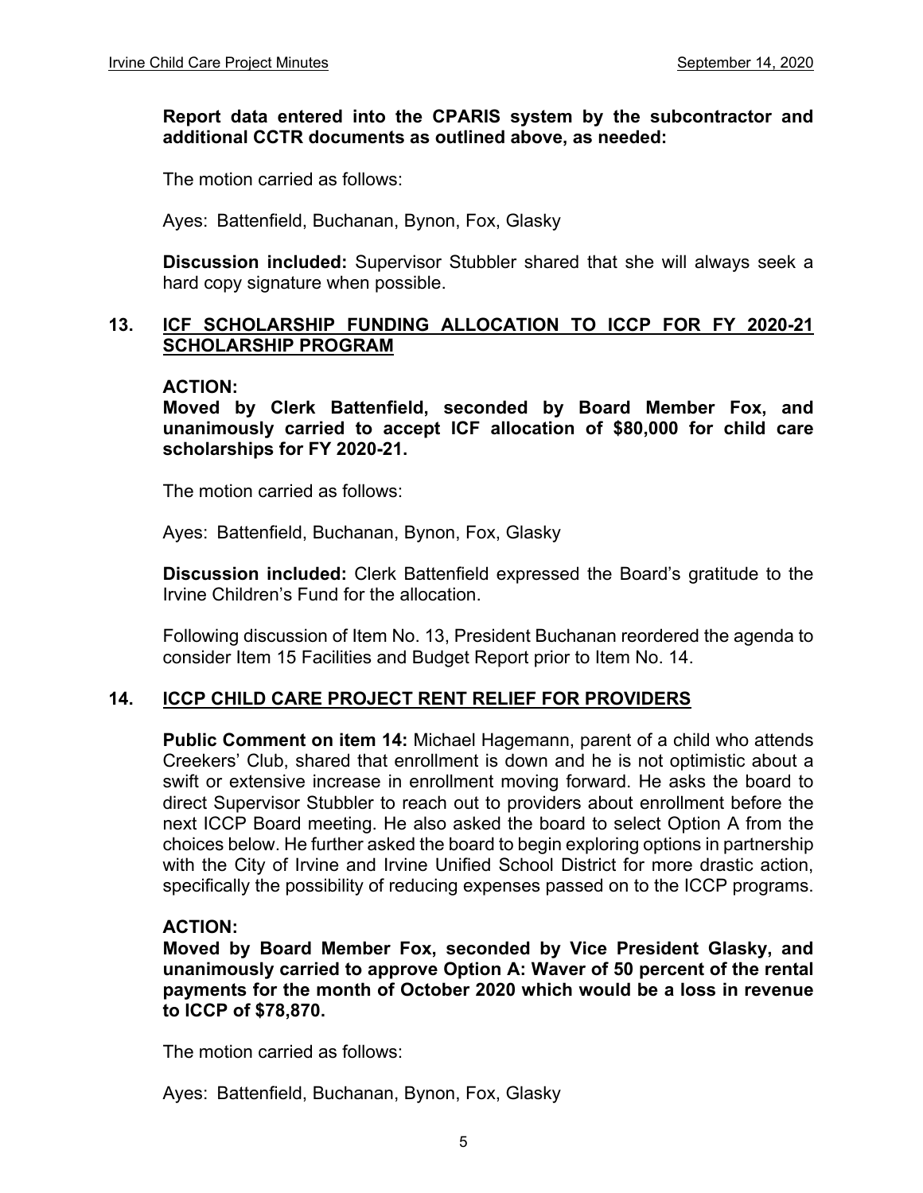**Report data entered into the CPARIS system by the subcontractor and additional CCTR documents as outlined above, as needed:**

The motion carried as follows:

Ayes: Battenfield, Buchanan, Bynon, Fox, Glasky

**Discussion included:** Supervisor Stubbler shared that she will always seek a hard copy signature when possible.

## 13. ICF SCHOLARSHIP FUNDING ALLOCATION TO ICCP FOR FY 2020-21 SCHOLARSHIP PROGRAM

**ACTION:**
**Moved by Clerk Battenfield, seconded by Board Member Fox, and unanimously carried to accept ICF allocation of $80,000 for child care scholarships for FY 2020-21.**

The motion carried as follows:

Ayes: Battenfield, Buchanan, Bynon, Fox, Glasky

**Discussion included:** Clerk Battenfield expressed the Board's gratitude to the Irvine Children's Fund for the allocation.

Following discussion of Item No. 13, President Buchanan reordered the agenda to consider Item 15 Facilities and Budget Report prior to Item No. 14.

## 14. ICCP CHILD CARE PROJECT RENT RELIEF FOR PROVIDERS

**Public Comment on item 14:** Michael Hagemann, parent of a child who attends Creekers' Club, shared that enrollment is down and he is not optimistic about a swift or extensive increase in enrollment moving forward. He asks the board to direct Supervisor Stubbler to reach out to providers about enrollment before the next ICCP Board meeting. He also asked the board to select Option A from the choices below. He further asked the board to begin exploring options in partnership with the City of Irvine and Irvine Unified School District for more drastic action, specifically the possibility of reducing expenses passed on to the ICCP programs.

**ACTION:**
**Moved by Board Member Fox, seconded by Vice President Glasky, and unanimously carried to approve Option A: Waver of 50 percent of the rental payments for the month of October 2020 which would be a loss in revenue to ICCP of $78,870.**

The motion carried as follows:

Ayes: Battenfield, Buchanan, Bynon, Fox, Glasky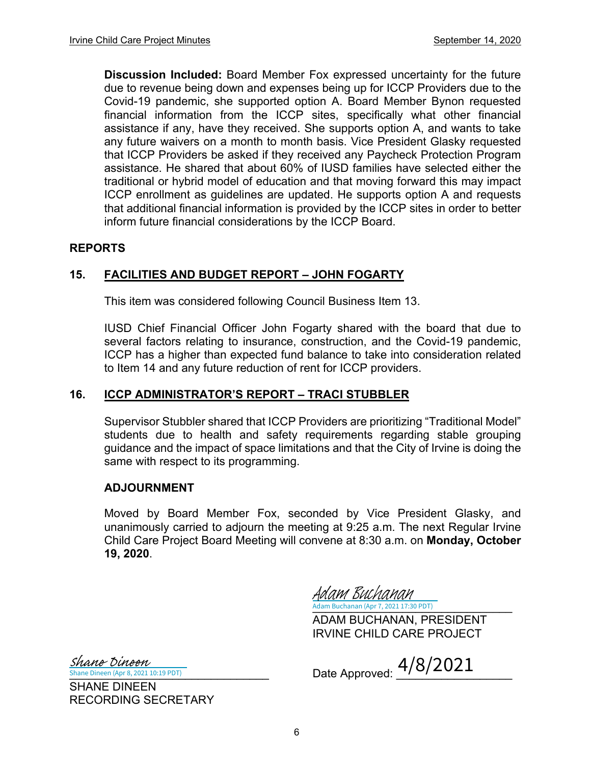**Discussion Included:** Board Member Fox expressed uncertainty for the future due to revenue being down and expenses being up for ICCP Providers due to the Covid-19 pandemic, she supported option A. Board Member Bynon requested financial information from the ICCP sites, specifically what other financial assistance if any, have they received. She supports option A, and wants to take any future waivers on a month to month basis. Vice President Glasky requested that ICCP Providers be asked if they received any Paycheck Protection Program assistance. He shared that about 60% of IUSD families have selected either the traditional or hybrid model of education and that moving forward this may impact ICCP enrollment as guidelines are updated. He supports option A and requests that additional financial information is provided by the ICCP sites in order to better inform future financial considerations by the ICCP Board.

## REPORTS

### 15. FACILITIES AND BUDGET REPORT – JOHN FOGARTY

This item was considered following Council Business Item 13.

IUSD Chief Financial Officer John Fogarty shared with the board that due to several factors relating to insurance, construction, and the Covid-19 pandemic, ICCP has a higher than expected fund balance to take into consideration related to Item 14 and any future reduction of rent for ICCP providers.

### 16. ICCP ADMINISTRATOR'S REPORT – TRACI STUBBLER

Supervisor Stubbler shared that ICCP Providers are prioritizing "Traditional Model" students due to health and safety requirements regarding stable grouping guidance and the impact of space limitations and that the City of Irvine is doing the same with respect to its programming.

### ADJOURNMENT

Moved by Board Member Fox, seconded by Vice President Glasky, and unanimously carried to adjourn the meeting at 9:25 a.m. The next Regular Irvine Child Care Project Board Meeting will convene at 8:30 a.m. on **Monday, October 19, 2020**.

Adam Buchanan
Adam Buchanan (Apr 7, 2021 17:30 PDT)
ADAM BUCHANAN, PRESIDENT
IRVINE CHILD CARE PROJECT

Shane Dineen
Shane Dineen (Apr 8, 2021 10:19 PDT)
SHANE DINEEN
RECORDING SECRETARY

Date Approved: 4/8/2021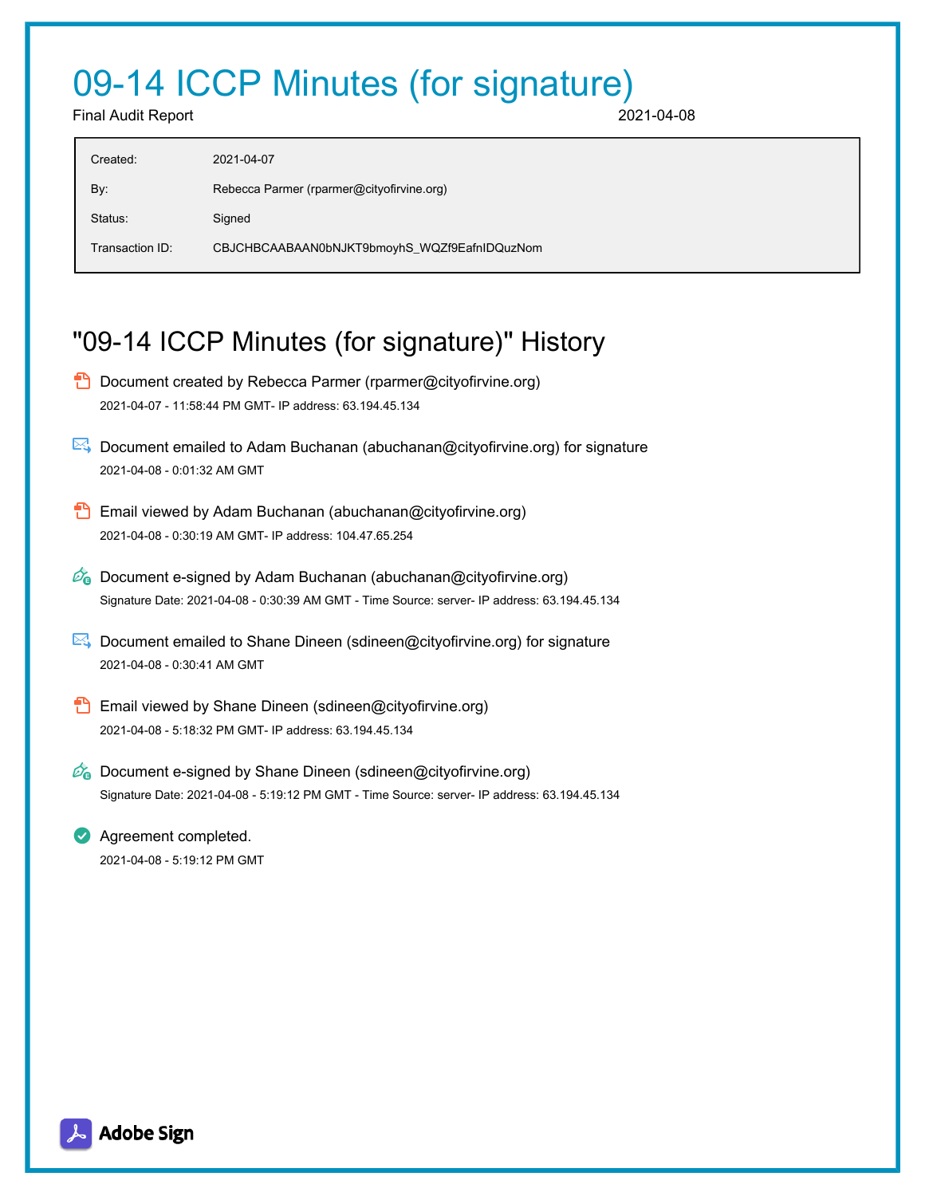# 09-14 ICCP Minutes (for signature)

Final Audit Report 2021-04-08

| | |
|---|---|
| Created: | 2021-04-07 |
| By: | Rebecca Parmer (rparmer@cityofirvine.org) |
| Status: | Signed |
| Transaction ID: | CBJCHBCAABAAN0bNJKT9bmoyhS_WQZf9EafnIDQuzNom |

## "09-14 ICCP Minutes (for signature)" History

- Document created by Rebecca Parmer (rparmer@cityofirvine.org)
  2021-04-07 - 11:58:44 PM GMT- IP address: 63.194.45.134

- Document emailed to Adam Buchanan (abuchanan@cityofirvine.org) for signature
  2021-04-08 - 0:01:32 AM GMT

- Email viewed by Adam Buchanan (abuchanan@cityofirvine.org)
  2021-04-08 - 0:30:19 AM GMT- IP address: 104.47.65.254

- Document e-signed by Adam Buchanan (abuchanan@cityofirvine.org)
  Signature Date: 2021-04-08 - 0:30:39 AM GMT - Time Source: server- IP address: 63.194.45.134

- Document emailed to Shane Dineen (sdineen@cityofirvine.org) for signature
  2021-04-08 - 0:30:41 AM GMT

- Email viewed by Shane Dineen (sdineen@cityofirvine.org)
  2021-04-08 - 5:18:32 PM GMT- IP address: 63.194.45.134

- Document e-signed by Shane Dineen (sdineen@cityofirvine.org)
  Signature Date: 2021-04-08 - 5:19:12 PM GMT - Time Source: server- IP address: 63.194.45.134

- Agreement completed.
  2021-04-08 - 5:19:12 PM GMT

Adobe Sign